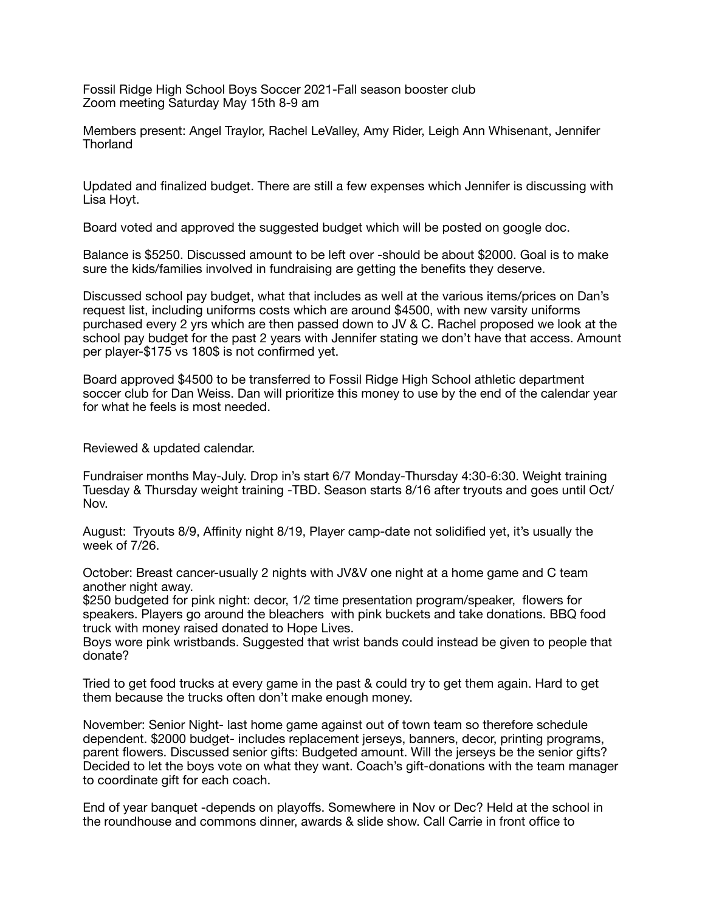Fossil Ridge High School Boys Soccer 2021-Fall season booster club
Zoom meeting Saturday May 15th 8-9 am

Members present: Angel Traylor, Rachel LeValley, Amy Rider, Leigh Ann Whisenant, Jennifer Thorland

Updated and finalized budget. There are still a few expenses which Jennifer is discussing with Lisa Hoyt.

Board voted and approved the suggested budget which will be posted on google doc.

Balance is $5250. Discussed amount to be left over -should be about $2000. Goal is to make sure the kids/families involved in fundraising are getting the benefits they deserve.

Discussed school pay budget, what that includes as well at the various items/prices on Dan's request list, including uniforms costs which are around $4500, with new varsity uniforms purchased every 2 yrs which are then passed down to JV & C. Rachel proposed we look at the school pay budget for the past 2 years with Jennifer stating we don't have that access. Amount per player-$175 vs 180$ is not confirmed yet.

Board approved $4500 to be transferred to Fossil Ridge High School athletic department soccer club for Dan Weiss. Dan will prioritize this money to use by the end of the calendar year for what he feels is most needed.

Reviewed & updated calendar.

Fundraiser months May-July. Drop in's start 6/7 Monday-Thursday 4:30-6:30. Weight training Tuesday & Thursday weight training -TBD. Season starts 8/16 after tryouts and goes until Oct/Nov.

August: Tryouts 8/9, Affinity night 8/19, Player camp-date not solidified yet, it's usually the week of 7/26.

October: Breast cancer-usually 2 nights with JV&V one night at a home game and C team another night away.
$250 budgeted for pink night: decor, 1/2 time presentation program/speaker, flowers for speakers. Players go around the bleachers with pink buckets and take donations. BBQ food truck with money raised donated to Hope Lives.
Boys wore pink wristbands. Suggested that wrist bands could instead be given to people that donate?

Tried to get food trucks at every game in the past & could try to get them again. Hard to get them because the trucks often don't make enough money.

November: Senior Night- last home game against out of town team so therefore schedule dependent. $2000 budget- includes replacement jerseys, banners, decor, printing programs, parent flowers. Discussed senior gifts: Budgeted amount. Will the jerseys be the senior gifts? Decided to let the boys vote on what they want. Coach's gift-donations with the team manager to coordinate gift for each coach.

End of year banquet -depends on playoffs. Somewhere in Nov or Dec? Held at the school in the roundhouse and commons dinner, awards & slide show. Call Carrie in front office to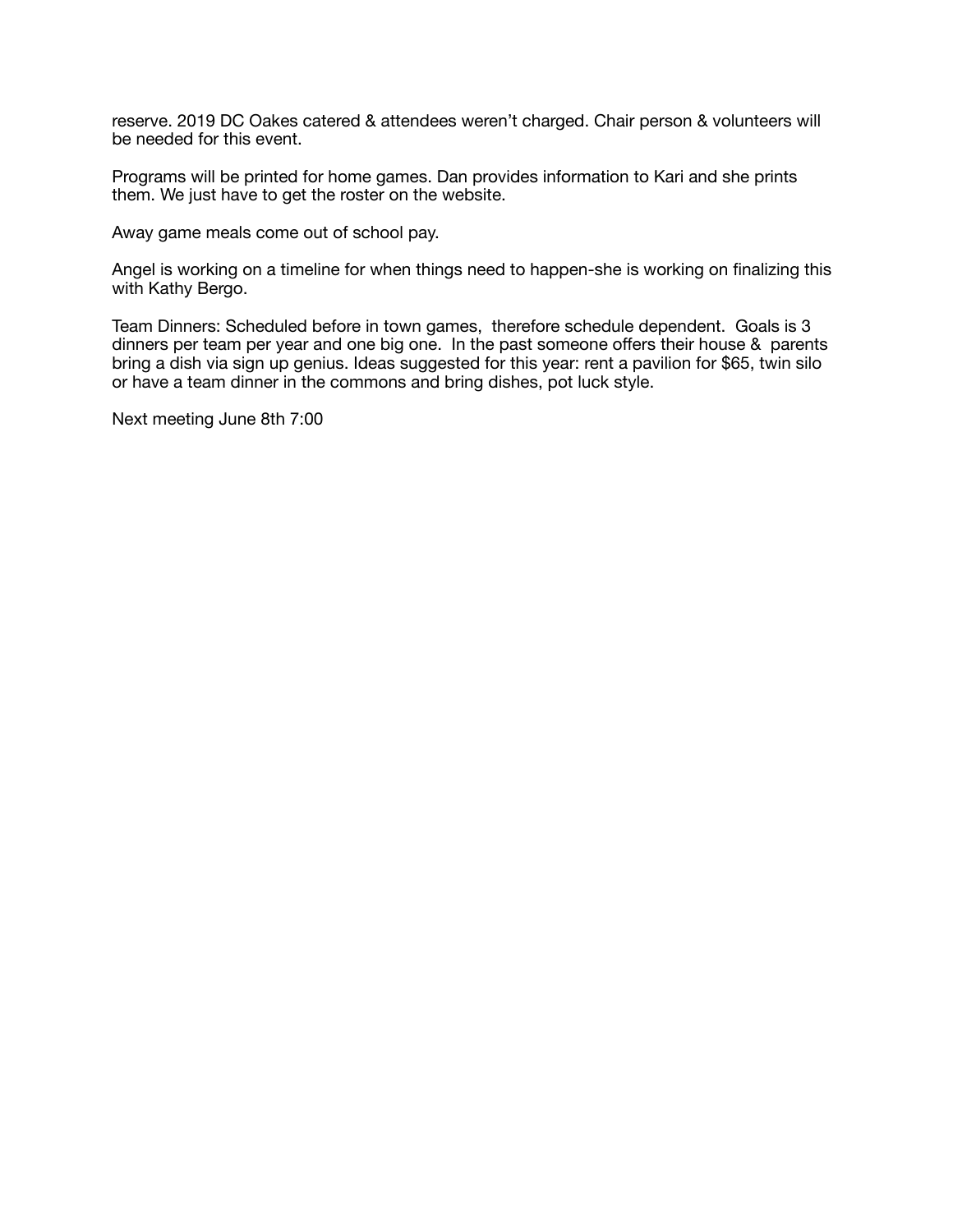reserve. 2019 DC Oakes catered & attendees weren't charged. Chair person & volunteers will be needed for this event.

Programs will be printed for home games. Dan provides information to Kari and she prints them. We just have to get the roster on the website.

Away game meals come out of school pay.

Angel is working on a timeline for when things need to happen-she is working on finalizing this with Kathy Bergo.

Team Dinners: Scheduled before in town games, therefore schedule dependent. Goals is 3 dinners per team per year and one big one. In the past someone offers their house & parents bring a dish via sign up genius. Ideas suggested for this year: rent a pavilion for $65, twin silo or have a team dinner in the commons and bring dishes, pot luck style.

Next meeting June 8th 7:00